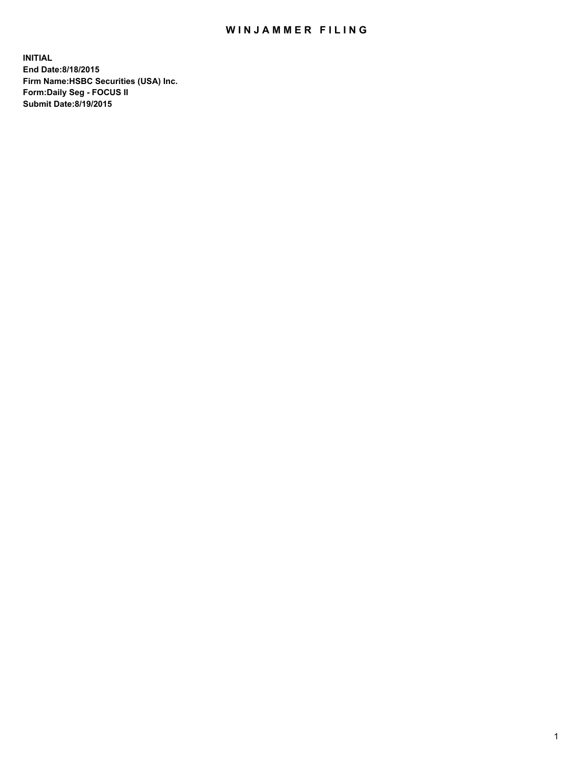# WINJAMMER FILING

**INITIAL**
**End Date:8/18/2015**
**Firm Name:HSBC Securities (USA) Inc.**
**Form:Daily Seg - FOCUS II**
**Submit Date:8/19/2015**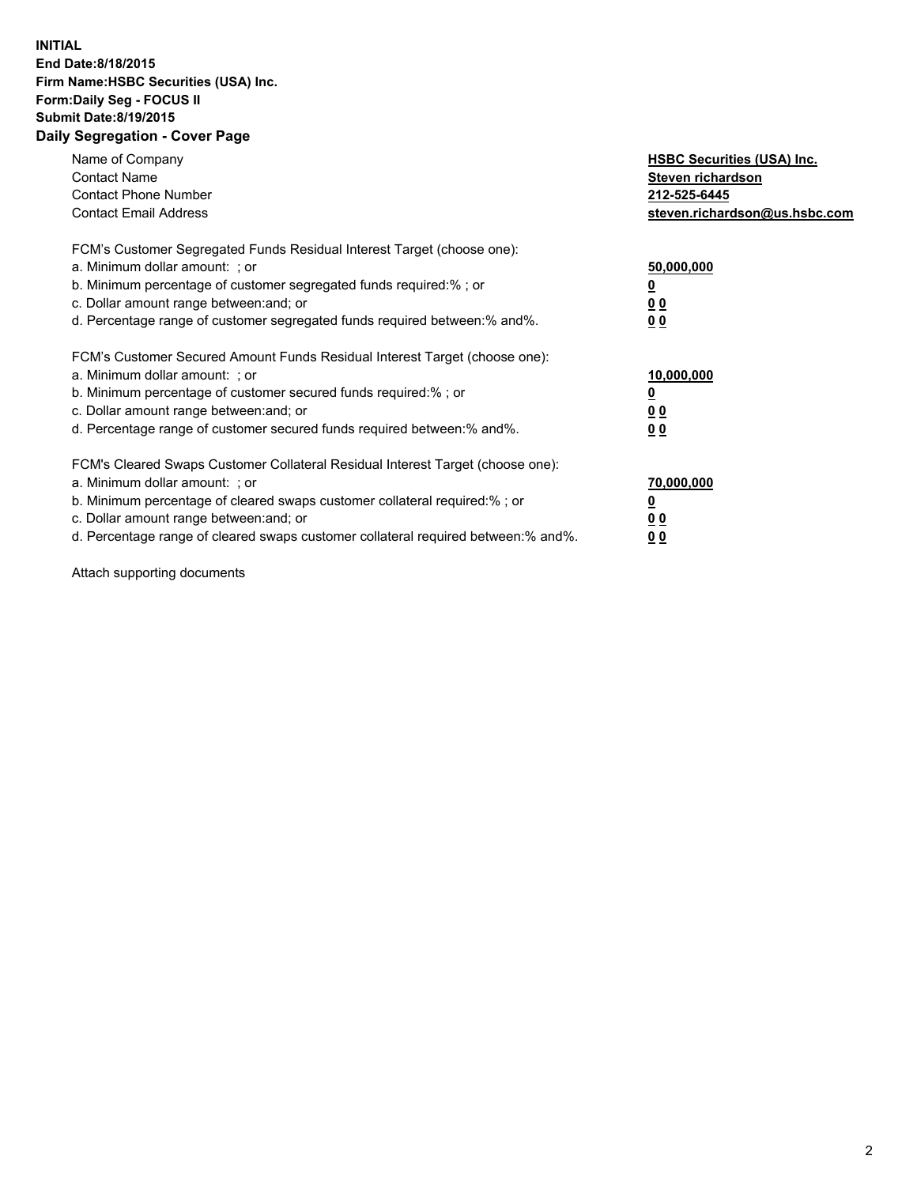**INITIAL**
**End Date:8/18/2015**
**Firm Name:HSBC Securities (USA) Inc.**
**Form:Daily Seg - FOCUS II**
**Submit Date:8/19/2015**

## Daily Segregation - Cover Page

| | |
|---|---|
| Name of Company | **HSBC Securities (USA) Inc.** |
| Contact Name | **Steven richardson** |
| Contact Phone Number | **212-525-6445** |
| Contact Email Address | **steven.richardson@us.hsbc.com** |

| | |
|---|---|
| FCM's Customer Segregated Funds Residual Interest Target (choose one): | |
| a. Minimum dollar amount: ; or | **50,000,000** |
| b. Minimum percentage of customer segregated funds required:% ; or | **0** |
| c. Dollar amount range between:and; or | **0 0** |
| d. Percentage range of customer segregated funds required between:% and%. | **0 0** |

| | |
|---|---|
| FCM's Customer Secured Amount Funds Residual Interest Target (choose one): | |
| a. Minimum dollar amount: ; or | **10,000,000** |
| b. Minimum percentage of customer secured funds required:% ; or | **0** |
| c. Dollar amount range between:and; or | **0 0** |
| d. Percentage range of customer secured funds required between:% and%. | **0 0** |

| | |
|---|---|
| FCM's Cleared Swaps Customer Collateral Residual Interest Target (choose one): | |
| a. Minimum dollar amount: ; or | **70,000,000** |
| b. Minimum percentage of cleared swaps customer collateral required:% ; or | **0** |
| c. Dollar amount range between:and; or | **0 0** |
| d. Percentage range of cleared swaps customer collateral required between:% and%. | **0 0** |

Attach supporting documents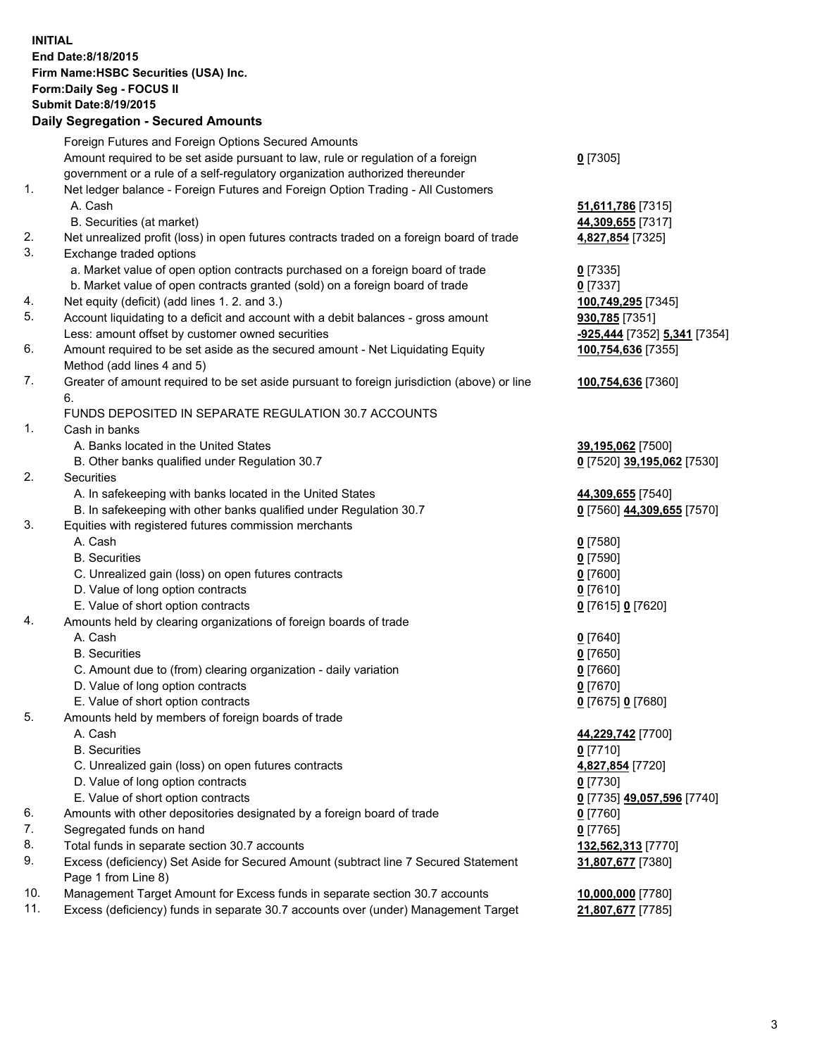**INITIAL**
**End Date:8/18/2015**
**Firm Name:HSBC Securities (USA) Inc.**
**Form:Daily Seg - FOCUS II**
**Submit Date:8/19/2015**

## Daily Segregation - Secured Amounts

| | | |
|---|---|---|
| | Foreign Futures and Foreign Options Secured Amounts | |
| | Amount required to be set aside pursuant to law, rule or regulation of a foreign government or a rule of a self-regulatory organization authorized thereunder | **0** [7305] |
| 1. | Net ledger balance - Foreign Futures and Foreign Option Trading - All Customers | |
| | A. Cash | **51,611,786** [7315] |
| | B. Securities (at market) | **44,309,655** [7317] |
| 2. | Net unrealized profit (loss) in open futures contracts traded on a foreign board of trade | **4,827,854** [7325] |
| 3. | Exchange traded options | |
| | a. Market value of open option contracts purchased on a foreign board of trade | **0** [7335] |
| | b. Market value of open contracts granted (sold) on a foreign board of trade | **0** [7337] |
| 4. | Net equity (deficit) (add lines 1. 2. and 3.) | **100,749,295** [7345] |
| 5. | Account liquidating to a deficit and account with a debit balances - gross amount | **930,785** [7351] |
| | Less: amount offset by customer owned securities | **-925,444** [7352] **5,341** [7354] |
| 6. | Amount required to be set aside as the secured amount - Net Liquidating Equity Method (add lines 4 and 5) | **100,754,636** [7355] |
| 7. | Greater of amount required to be set aside pursuant to foreign jurisdiction (above) or line 6. | **100,754,636** [7360] |
| | FUNDS DEPOSITED IN SEPARATE REGULATION 30.7 ACCOUNTS | |
| 1. | Cash in banks | |
| | A. Banks located in the United States | **39,195,062** [7500] |
| | B. Other banks qualified under Regulation 30.7 | **0** [7520] **39,195,062** [7530] |
| 2. | Securities | |
| | A. In safekeeping with banks located in the United States | **44,309,655** [7540] |
| | B. In safekeeping with other banks qualified under Regulation 30.7 | **0** [7560] **44,309,655** [7570] |
| 3. | Equities with registered futures commission merchants | |
| | A. Cash | **0** [7580] |
| | B. Securities | **0** [7590] |
| | C. Unrealized gain (loss) on open futures contracts | **0** [7600] |
| | D. Value of long option contracts | **0** [7610] |
| | E. Value of short option contracts | **0** [7615] **0** [7620] |
| 4. | Amounts held by clearing organizations of foreign boards of trade | |
| | A. Cash | **0** [7640] |
| | B. Securities | **0** [7650] |
| | C. Amount due to (from) clearing organization - daily variation | **0** [7660] |
| | D. Value of long option contracts | **0** [7670] |
| | E. Value of short option contracts | **0** [7675] **0** [7680] |
| 5. | Amounts held by members of foreign boards of trade | |
| | A. Cash | **44,229,742** [7700] |
| | B. Securities | **0** [7710] |
| | C. Unrealized gain (loss) on open futures contracts | **4,827,854** [7720] |
| | D. Value of long option contracts | **0** [7730] |
| | E. Value of short option contracts | **0** [7735] **49,057,596** [7740] |
| 6. | Amounts with other depositories designated by a foreign board of trade | **0** [7760] |
| 7. | Segregated funds on hand | **0** [7765] |
| 8. | Total funds in separate section 30.7 accounts | **132,562,313** [7770] |
| 9. | Excess (deficiency) Set Aside for Secured Amount (subtract line 7 Secured Statement Page 1 from Line 8) | **31,807,677** [7380] |
| 10. | Management Target Amount for Excess funds in separate section 30.7 accounts | **10,000,000** [7780] |
| 11. | Excess (deficiency) funds in separate 30.7 accounts over (under) Management Target | **21,807,677** [7785] |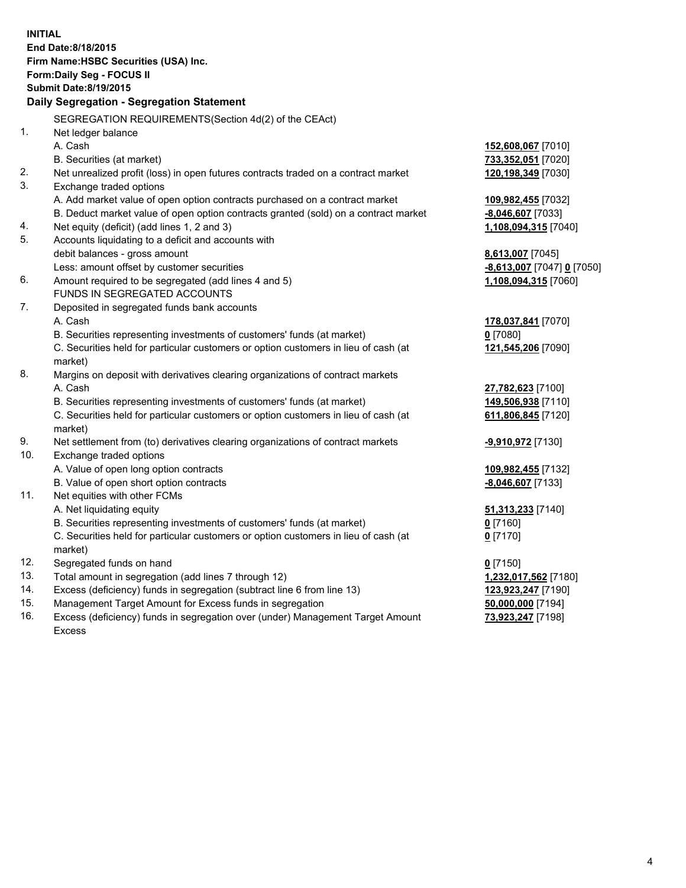**INITIAL**
**End Date:8/18/2015**
**Firm Name:HSBC Securities (USA) Inc.**
**Form:Daily Seg - FOCUS II**
**Submit Date:8/19/2015**

**Daily Segregation - Segregation Statement**

SEGREGATION REQUIREMENTS(Section 4d(2) of the CEAct)

| | | |
|---|---|---|
| 1. | Net ledger balance | |
| | A. Cash | **152,608,067** [7010] |
| | B. Securities (at market) | **733,352,051** [7020] |
| 2. | Net unrealized profit (loss) in open futures contracts traded on a contract market | **120,198,349** [7030] |
| 3. | Exchange traded options | |
| | A. Add market value of open option contracts purchased on a contract market | **109,982,455** [7032] |
| | B. Deduct market value of open option contracts granted (sold) on a contract market | **-8,046,607** [7033] |
| 4. | Net equity (deficit) (add lines 1, 2 and 3) | **1,108,094,315** [7040] |
| 5. | Accounts liquidating to a deficit and accounts with | |
| | debit balances - gross amount | **8,613,007** [7045] |
| | Less: amount offset by customer securities | **-8,613,007** [7047] **0** [7050] |
| 6. | Amount required to be segregated (add lines 4 and 5) | **1,108,094,315** [7060] |
| | FUNDS IN SEGREGATED ACCOUNTS | |
| 7. | Deposited in segregated funds bank accounts | |
| | A. Cash | **178,037,841** [7070] |
| | B. Securities representing investments of customers' funds (at market) | **0** [7080] |
| | C. Securities held for particular customers or option customers in lieu of cash (at market) | **121,545,206** [7090] |
| 8. | Margins on deposit with derivatives clearing organizations of contract markets | |
| | A. Cash | **27,782,623** [7100] |
| | B. Securities representing investments of customers' funds (at market) | **149,506,938** [7110] |
| | C. Securities held for particular customers or option customers in lieu of cash (at market) | **611,806,845** [7120] |
| 9. | Net settlement from (to) derivatives clearing organizations of contract markets | **-9,910,972** [7130] |
| 10. | Exchange traded options | |
| | A. Value of open long option contracts | **109,982,455** [7132] |
| | B. Value of open short option contracts | **-8,046,607** [7133] |
| 11. | Net equities with other FCMs | |
| | A. Net liquidating equity | **51,313,233** [7140] |
| | B. Securities representing investments of customers' funds (at market) | **0** [7160] |
| | C. Securities held for particular customers or option customers in lieu of cash (at market) | **0** [7170] |
| 12. | Segregated funds on hand | **0** [7150] |
| 13. | Total amount in segregation (add lines 7 through 12) | **1,232,017,562** [7180] |
| 14. | Excess (deficiency) funds in segregation (subtract line 6 from line 13) | **123,923,247** [7190] |
| 15. | Management Target Amount for Excess funds in segregation | **50,000,000** [7194] |
| 16. | Excess (deficiency) funds in segregation over (under) Management Target Amount Excess | **73,923,247** [7198] |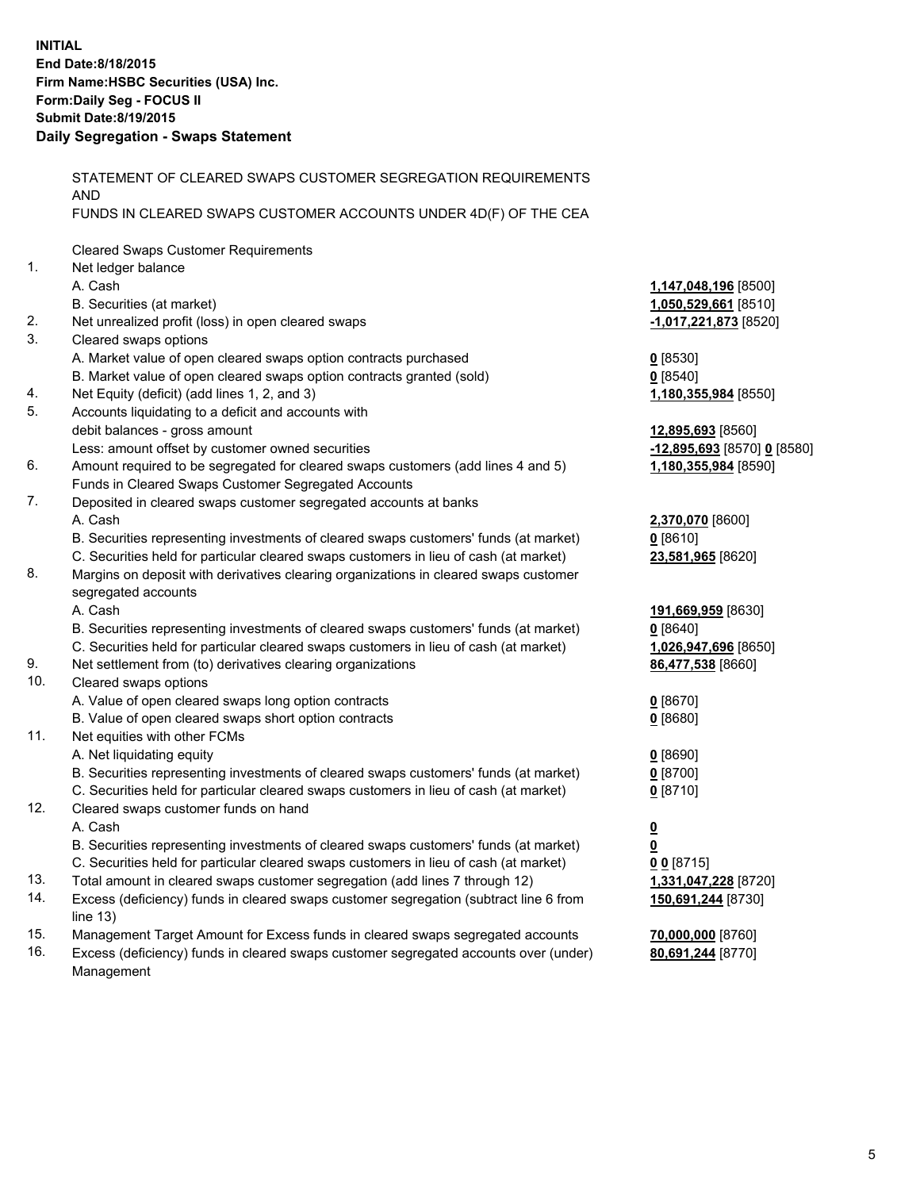**INITIAL**
**End Date:8/18/2015**
**Firm Name:HSBC Securities (USA) Inc.**
**Form:Daily Seg - FOCUS II**
**Submit Date:8/19/2015**
**Daily Segregation - Swaps Statement**

STATEMENT OF CLEARED SWAPS CUSTOMER SEGREGATION REQUIREMENTS AND FUNDS IN CLEARED SWAPS CUSTOMER ACCOUNTS UNDER 4D(F) OF THE CEA

| | | |
|---|---|---|
| | Cleared Swaps Customer Requirements | |
| 1. | Net ledger balance | |
| | A. Cash | 1,147,048,196 [8500] |
| | B. Securities (at market) | 1,050,529,661 [8510] |
| 2. | Net unrealized profit (loss) in open cleared swaps | -1,017,221,873 [8520] |
| 3. | Cleared swaps options | |
| | A. Market value of open cleared swaps option contracts purchased | 0 [8530] |
| | B. Market value of open cleared swaps option contracts granted (sold) | 0 [8540] |
| 4. | Net Equity (deficit) (add lines 1, 2, and 3) | 1,180,355,984 [8550] |
| 5. | Accounts liquidating to a deficit and accounts with debit balances - gross amount | 12,895,693 [8560] |
| | Less: amount offset by customer owned securities | -12,895,693 [8570] 0 [8580] |
| 6. | Amount required to be segregated for cleared swaps customers (add lines 4 and 5) | 1,180,355,984 [8590] |
| | Funds in Cleared Swaps Customer Segregated Accounts | |
| 7. | Deposited in cleared swaps customer segregated accounts at banks | |
| | A. Cash | 2,370,070 [8600] |
| | B. Securities representing investments of cleared swaps customers' funds (at market) | 0 [8610] |
| | C. Securities held for particular cleared swaps customers in lieu of cash (at market) | 23,581,965 [8620] |
| 8. | Margins on deposit with derivatives clearing organizations in cleared swaps customer segregated accounts | |
| | A. Cash | 191,669,959 [8630] |
| | B. Securities representing investments of cleared swaps customers' funds (at market) | 0 [8640] |
| | C. Securities held for particular cleared swaps customers in lieu of cash (at market) | 1,026,947,696 [8650] |
| 9. | Net settlement from (to) derivatives clearing organizations | 86,477,538 [8660] |
| 10. | Cleared swaps options | |
| | A. Value of open cleared swaps long option contracts | 0 [8670] |
| | B. Value of open cleared swaps short option contracts | 0 [8680] |
| 11. | Net equities with other FCMs | |
| | A. Net liquidating equity | 0 [8690] |
| | B. Securities representing investments of cleared swaps customers' funds (at market) | 0 [8700] |
| | C. Securities held for particular cleared swaps customers in lieu of cash (at market) | 0 [8710] |
| 12. | Cleared swaps customer funds on hand | |
| | A. Cash | 0 |
| | B. Securities representing investments of cleared swaps customers' funds (at market) | 0 |
| | C. Securities held for particular cleared swaps customers in lieu of cash (at market) | 0 0 [8715] |
| 13. | Total amount in cleared swaps customer segregation (add lines 7 through 12) | 1,331,047,228 [8720] |
| 14. | Excess (deficiency) funds in cleared swaps customer segregation (subtract line 6 from line 13) | 150,691,244 [8730] |
| 15. | Management Target Amount for Excess funds in cleared swaps segregated accounts | 70,000,000 [8760] |
| 16. | Excess (deficiency) funds in cleared swaps customer segregated accounts over (under) Management | 80,691,244 [8770] |